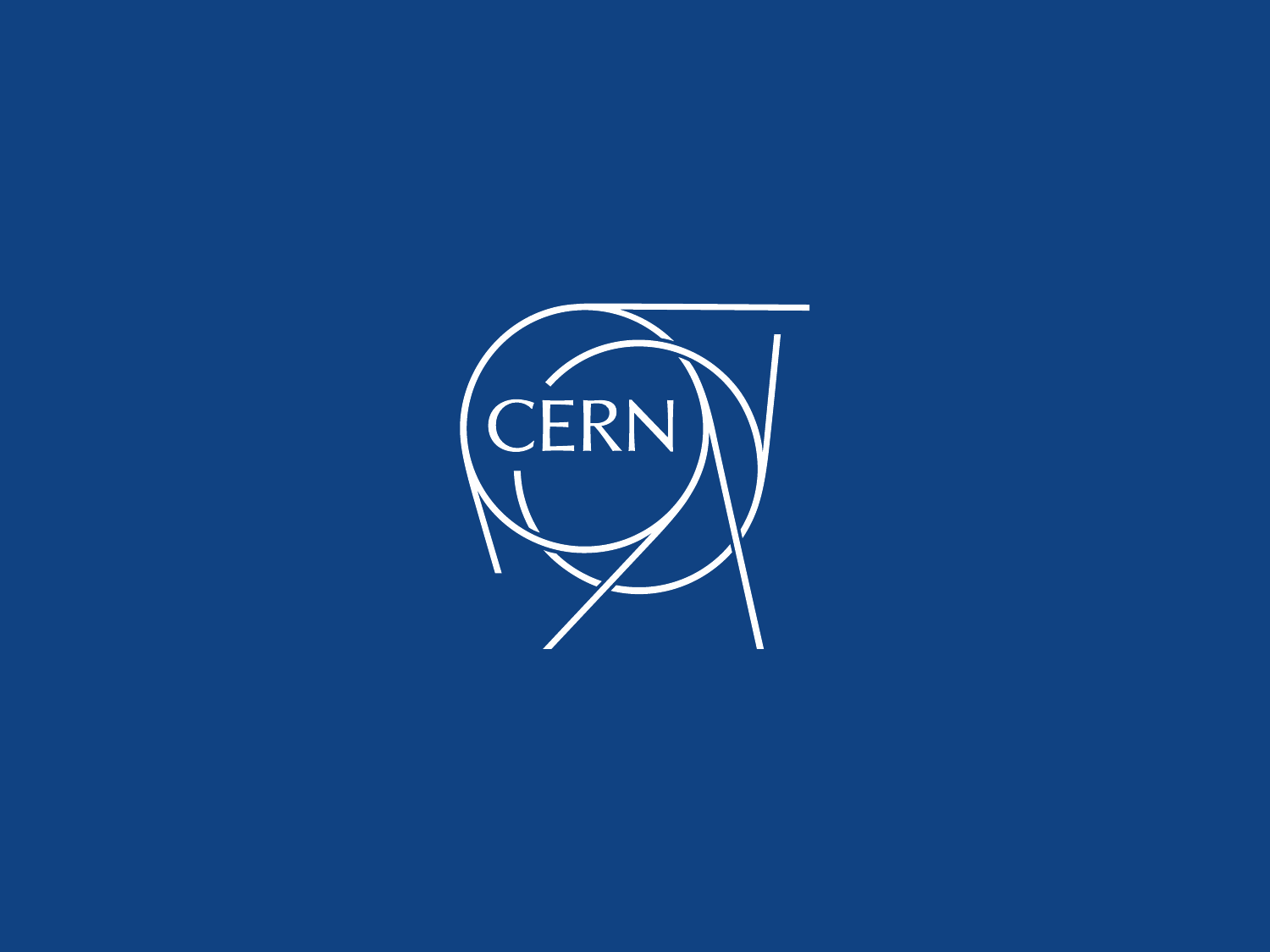CERN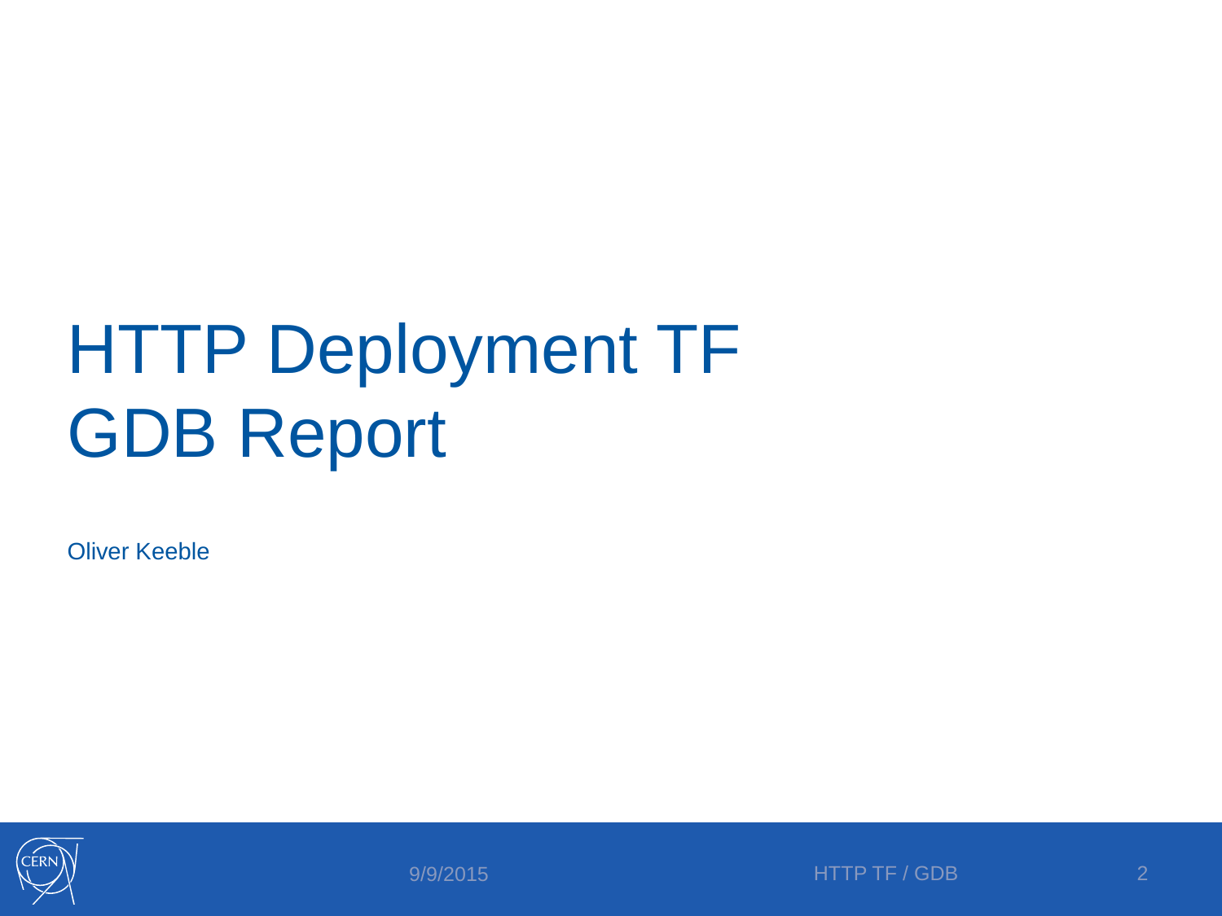# HTTP Deployment TF GDB Report

Oliver Keeble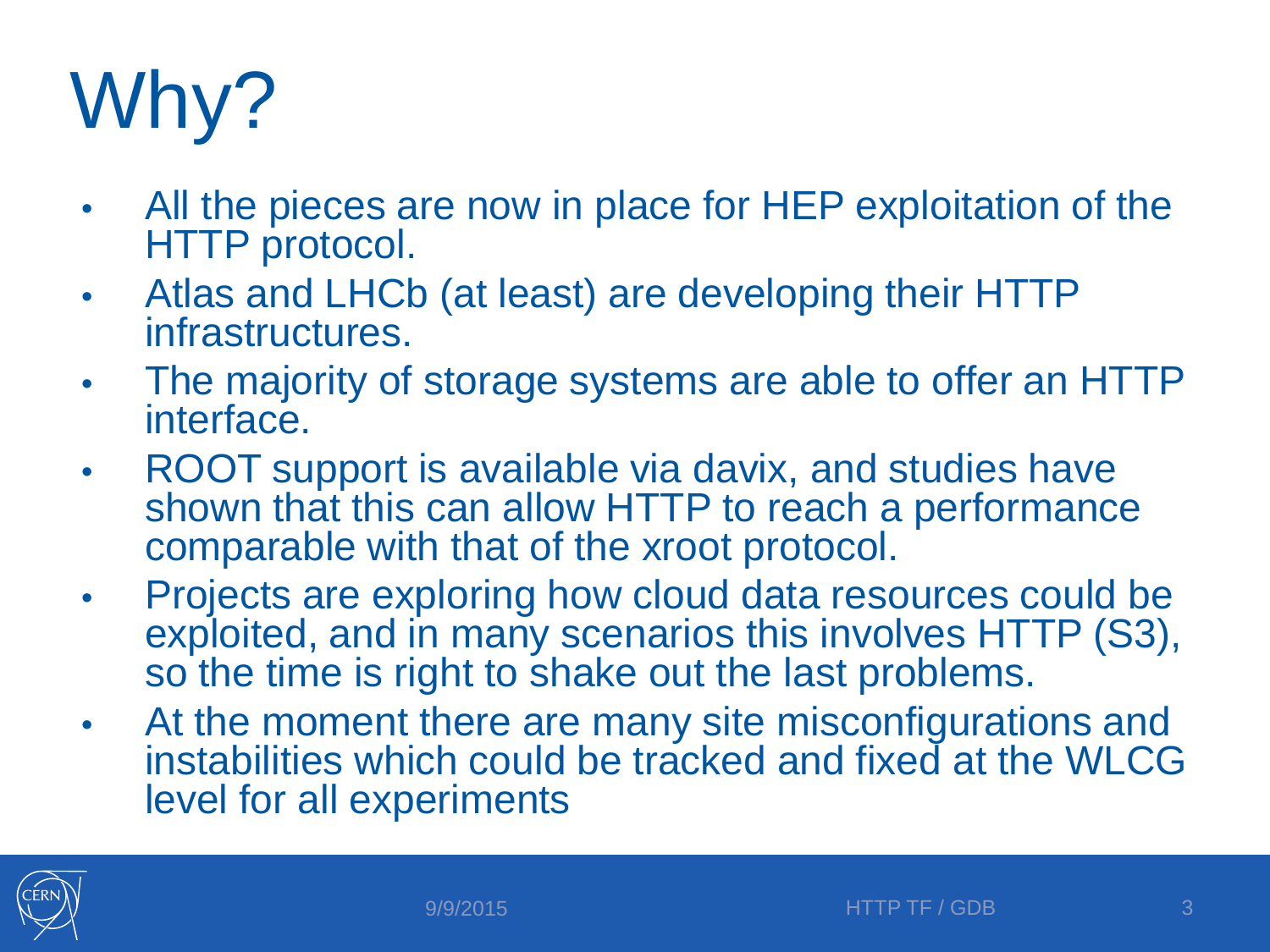# Why?

- All the pieces are now in place for HEP exploitation of the HTTP protocol.
- Atlas and LHCb (at least) are developing their HTTP infrastructures.
- The majority of storage systems are able to offer an HTTP interface.
- ROOT support is available via davix, and studies have shown that this can allow HTTP to reach a performance comparable with that of the xroot protocol.
- Projects are exploring how cloud data resources could be exploited, and in many scenarios this involves HTTP (S3), so the time is right to shake out the last problems.
- At the moment there are many site misconfigurations and instabilities which could be tracked and fixed at the WLCG level for all experiments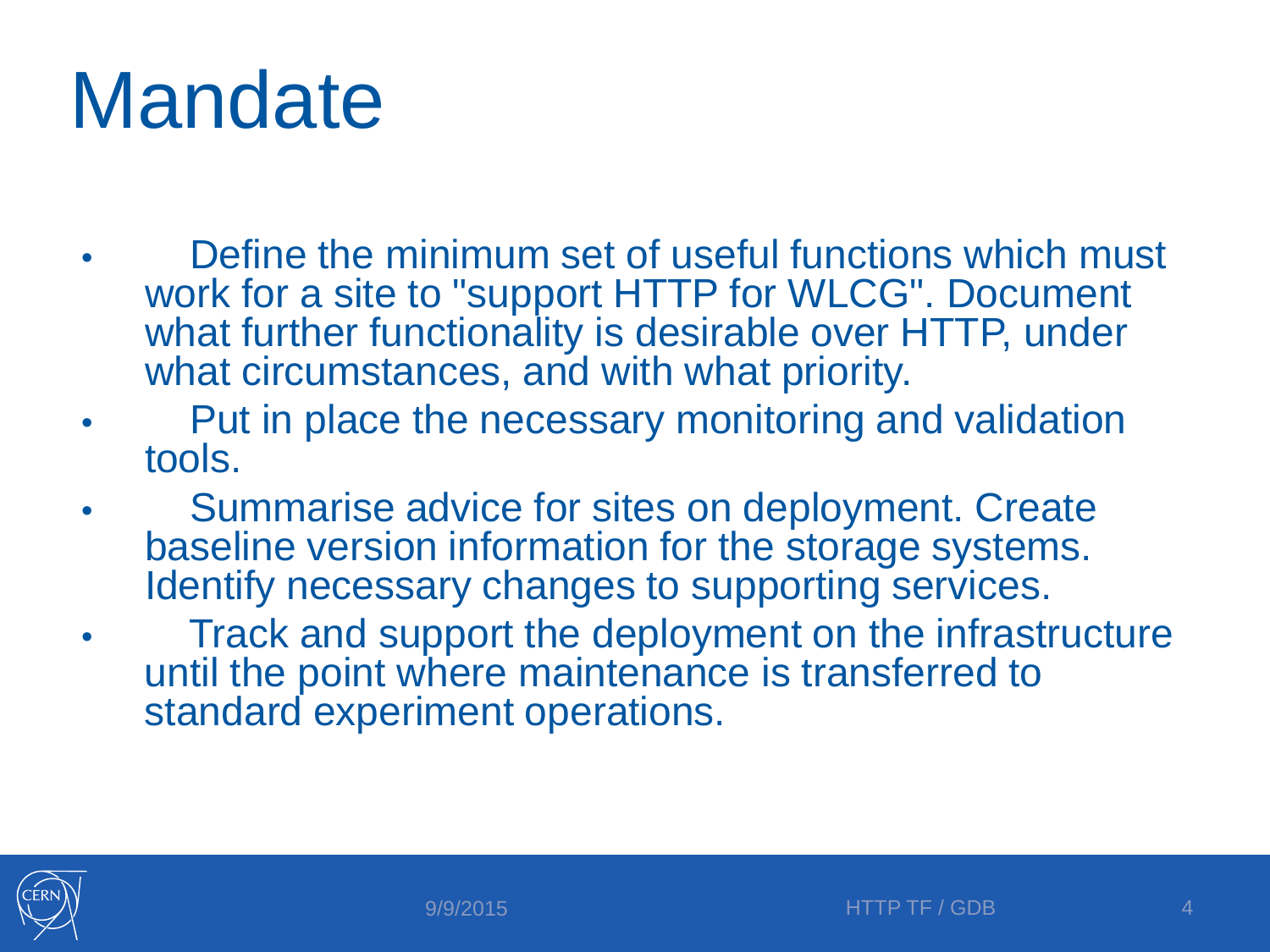# Mandate

- Define the minimum set of useful functions which must work for a site to "support HTTP for WLCG". Document what further functionality is desirable over HTTP, under what circumstances, and with what priority.
- Put in place the necessary monitoring and validation tools.
- Summarise advice for sites on deployment. Create baseline version information for the storage systems. Identify necessary changes to supporting services.
- Track and support the deployment on the infrastructure until the point where maintenance is transferred to standard experiment operations.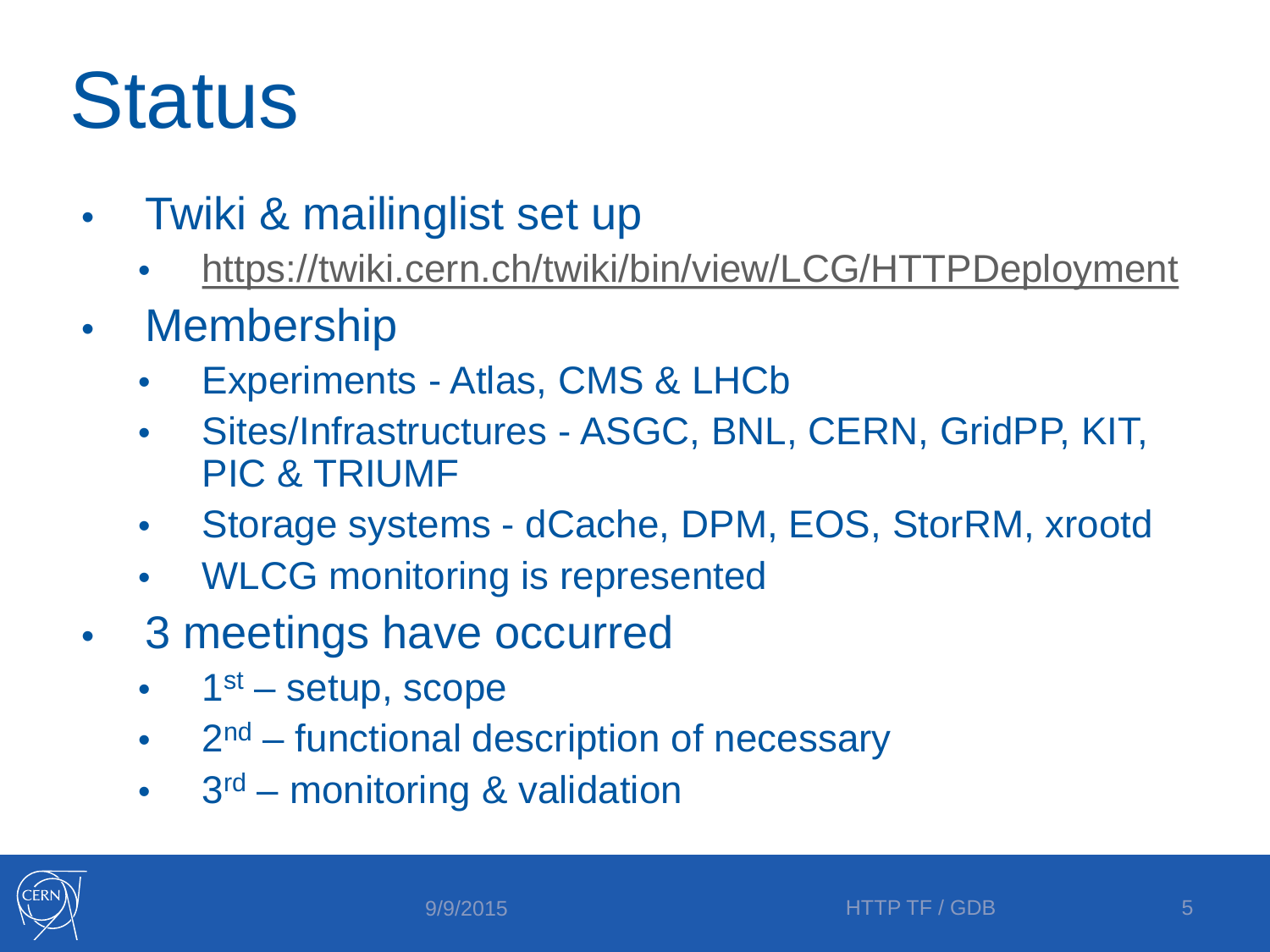# Status

- Twiki & mailinglist set up
  - https://twiki.cern.ch/twiki/bin/view/LCG/HTTPDeployment
- Membership
  - Experiments - Atlas, CMS & LHCb
  - Sites/Infrastructures - ASGC, BNL, CERN, GridPP, KIT, PIC & TRIUMF
  - Storage systems - dCache, DPM, EOS, StorRM, xrootd
  - WLCG monitoring is represented
- 3 meetings have occurred
  - 1st – setup, scope
  - 2nd – functional description of necessary
  - 3rd – monitoring & validation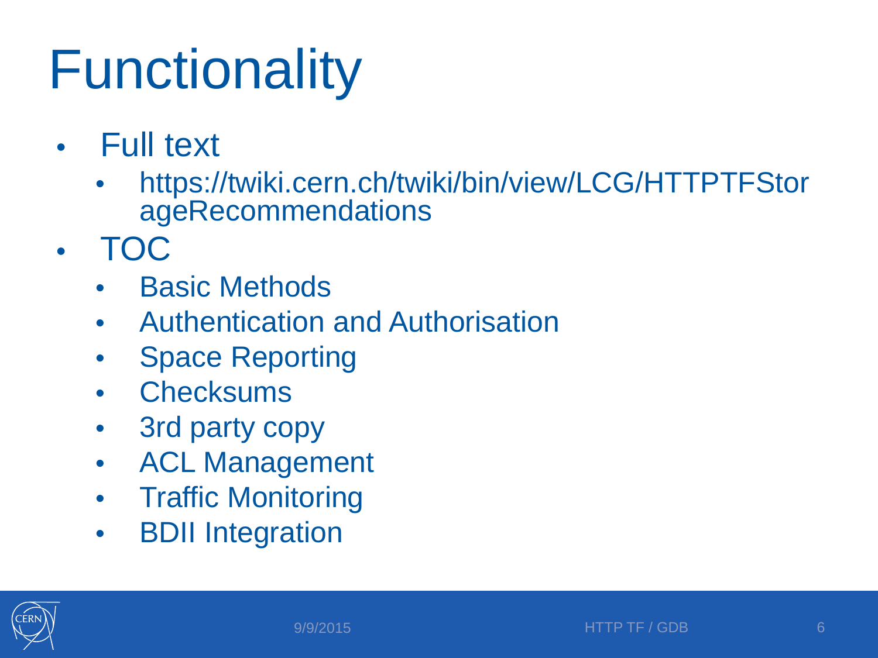# Functionality

- Full text
  - https://twiki.cern.ch/twiki/bin/view/LCG/HTTPTFStorageRecommendations
- TOC
  - Basic Methods
  - Authentication and Authorisation
  - Space Reporting
  - Checksums
  - 3rd party copy
  - ACL Management
  - Traffic Monitoring
  - BDII Integration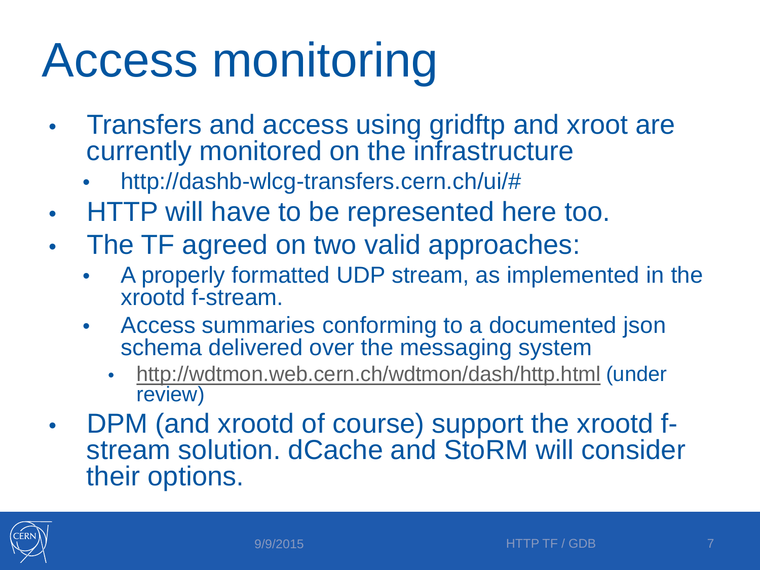# Access monitoring

- Transfers and access using gridftp and xroot are currently monitored on the infrastructure
  - http://dashb-wlcg-transfers.cern.ch/ui/#
- HTTP will have to be represented here too.
- The TF agreed on two valid approaches:
  - A properly formatted UDP stream, as implemented in the xrootd f-stream.
  - Access summaries conforming to a documented json schema delivered over the messaging system
    - http://wdtmon.web.cern.ch/wdtmon/dash/http.html (under review)
- DPM (and xrootd of course) support the xrootd f-stream solution. dCache and StoRM will consider their options.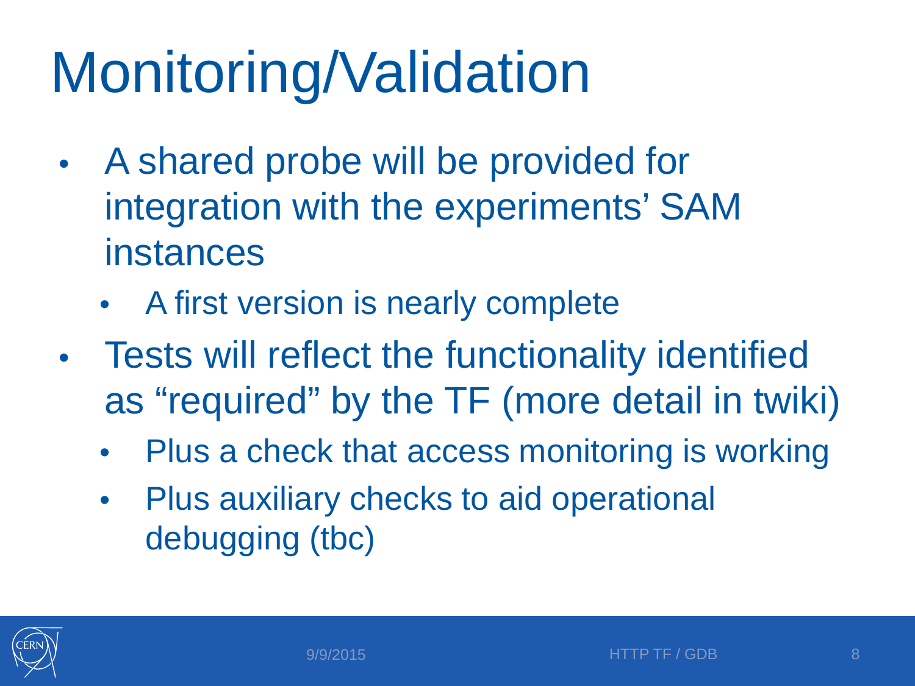# Monitoring/Validation

- A shared probe will be provided for integration with the experiments' SAM instances
  - A first version is nearly complete
- Tests will reflect the functionality identified as "required" by the TF (more detail in twiki)
  - Plus a check that access monitoring is working
  - Plus auxiliary checks to aid operational debugging (tbc)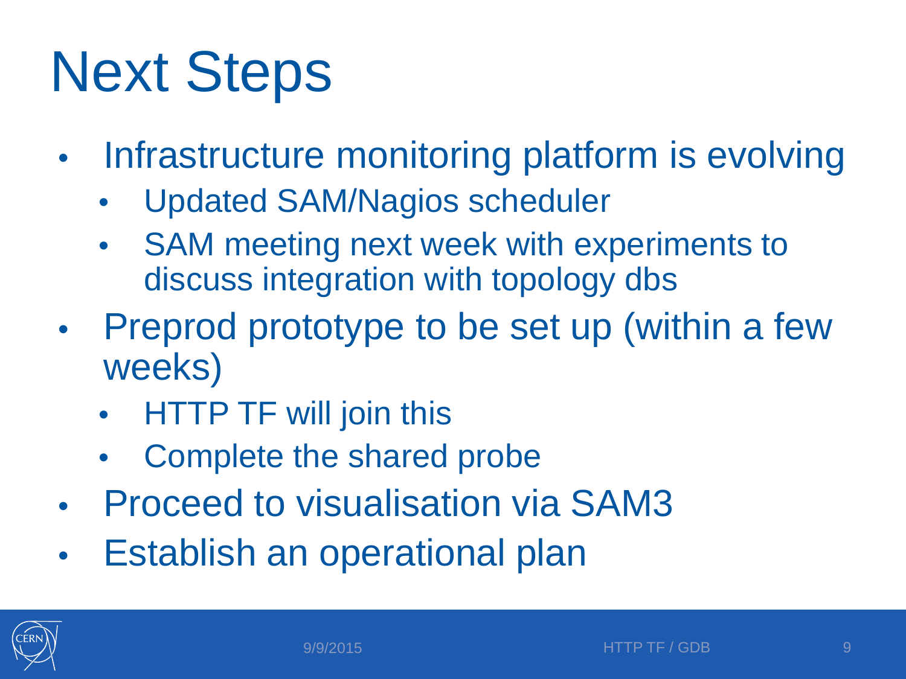# Next Steps

- Infrastructure monitoring platform is evolving
  - Updated SAM/Nagios scheduler
  - SAM meeting next week with experiments to discuss integration with topology dbs
- Preprod prototype to be set up (within a few weeks)
  - HTTP TF will join this
  - Complete the shared probe
- Proceed to visualisation via SAM3
- Establish an operational plan